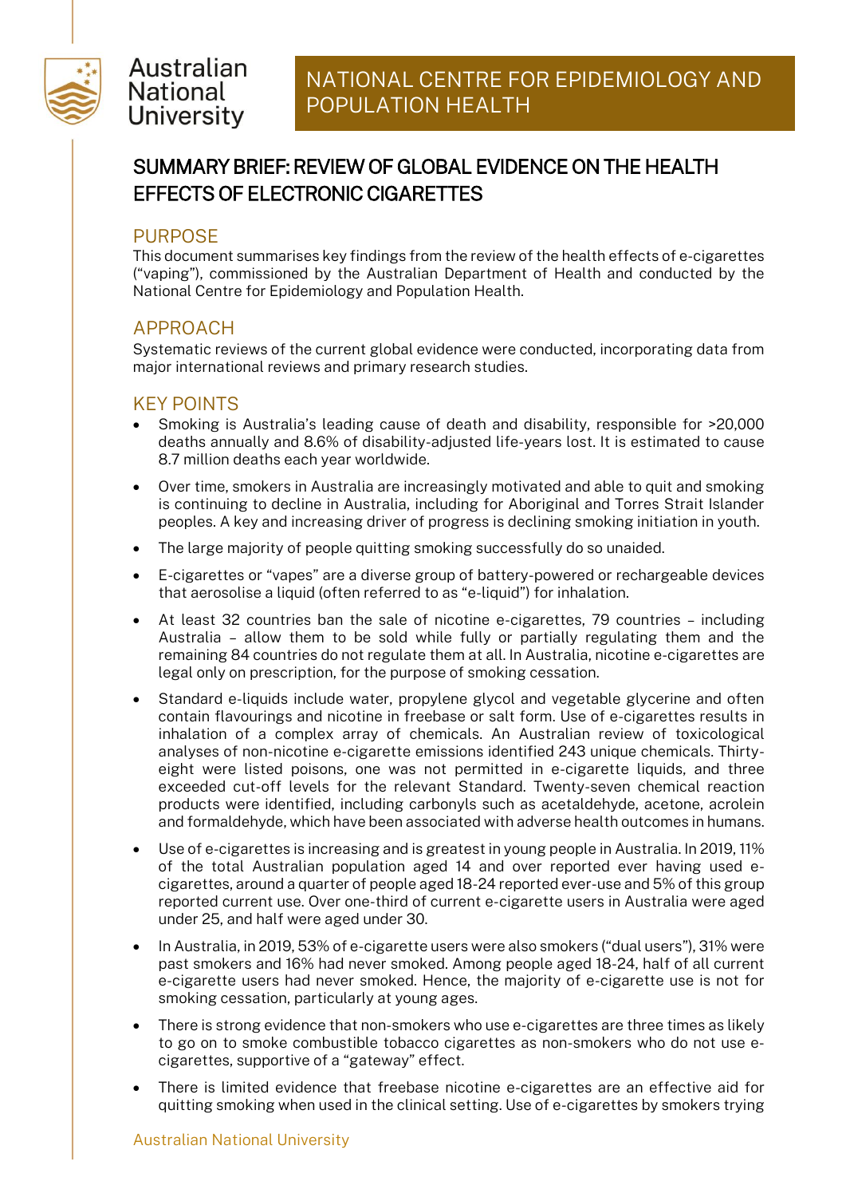Australian National University

NATIONAL CENTRE FOR EPIDEMIOLOGY AND POPULATION HEALTH

# SUMMARY BRIEF: REVIEW OF GLOBAL EVIDENCE ON THE HEALTH EFFECTS OF ELECTRONIC CIGARETTES

## PURPOSE

This document summarises key findings from the review of the health effects of e-cigarettes ("vaping"), commissioned by the Australian Department of Health and conducted by the National Centre for Epidemiology and Population Health.

## APPROACH

Systematic reviews of the current global evidence were conducted, incorporating data from major international reviews and primary research studies.

## KEY POINTS

- Smoking is Australia's leading cause of death and disability, responsible for >20,000 deaths annually and 8.6% of disability-adjusted life-years lost. It is estimated to cause 8.7 million deaths each year worldwide.
- Over time, smokers in Australia are increasingly motivated and able to quit and smoking is continuing to decline in Australia, including for Aboriginal and Torres Strait Islander peoples. A key and increasing driver of progress is declining smoking initiation in youth.
- The large majority of people quitting smoking successfully do so unaided.
- E-cigarettes or "vapes" are a diverse group of battery-powered or rechargeable devices that aerosolise a liquid (often referred to as "e-liquid") for inhalation.
- At least 32 countries ban the sale of nicotine e-cigarettes, 79 countries – including Australia – allow them to be sold while fully or partially regulating them and the remaining 84 countries do not regulate them at all. In Australia, nicotine e-cigarettes are legal only on prescription, for the purpose of smoking cessation.
- Standard e-liquids include water, propylene glycol and vegetable glycerine and often contain flavourings and nicotine in freebase or salt form. Use of e-cigarettes results in inhalation of a complex array of chemicals. An Australian review of toxicological analyses of non-nicotine e-cigarette emissions identified 243 unique chemicals. Thirty-eight were listed poisons, one was not permitted in e-cigarette liquids, and three exceeded cut-off levels for the relevant Standard. Twenty-seven chemical reaction products were identified, including carbonyls such as acetaldehyde, acetone, acrolein and formaldehyde, which have been associated with adverse health outcomes in humans.
- Use of e-cigarettes is increasing and is greatest in young people in Australia. In 2019, 11% of the total Australian population aged 14 and over reported ever having used e-cigarettes, around a quarter of people aged 18-24 reported ever-use and 5% of this group reported current use. Over one-third of current e-cigarette users in Australia were aged under 25, and half were aged under 30.
- In Australia, in 2019, 53% of e-cigarette users were also smokers ("dual users"), 31% were past smokers and 16% had never smoked. Among people aged 18-24, half of all current e-cigarette users had never smoked. Hence, the majority of e-cigarette use is not for smoking cessation, particularly at young ages.
- There is strong evidence that non-smokers who use e-cigarettes are three times as likely to go on to smoke combustible tobacco cigarettes as non-smokers who do not use e-cigarettes, supportive of a "gateway" effect.
- There is limited evidence that freebase nicotine e-cigarettes are an effective aid for quitting smoking when used in the clinical setting. Use of e-cigarettes by smokers trying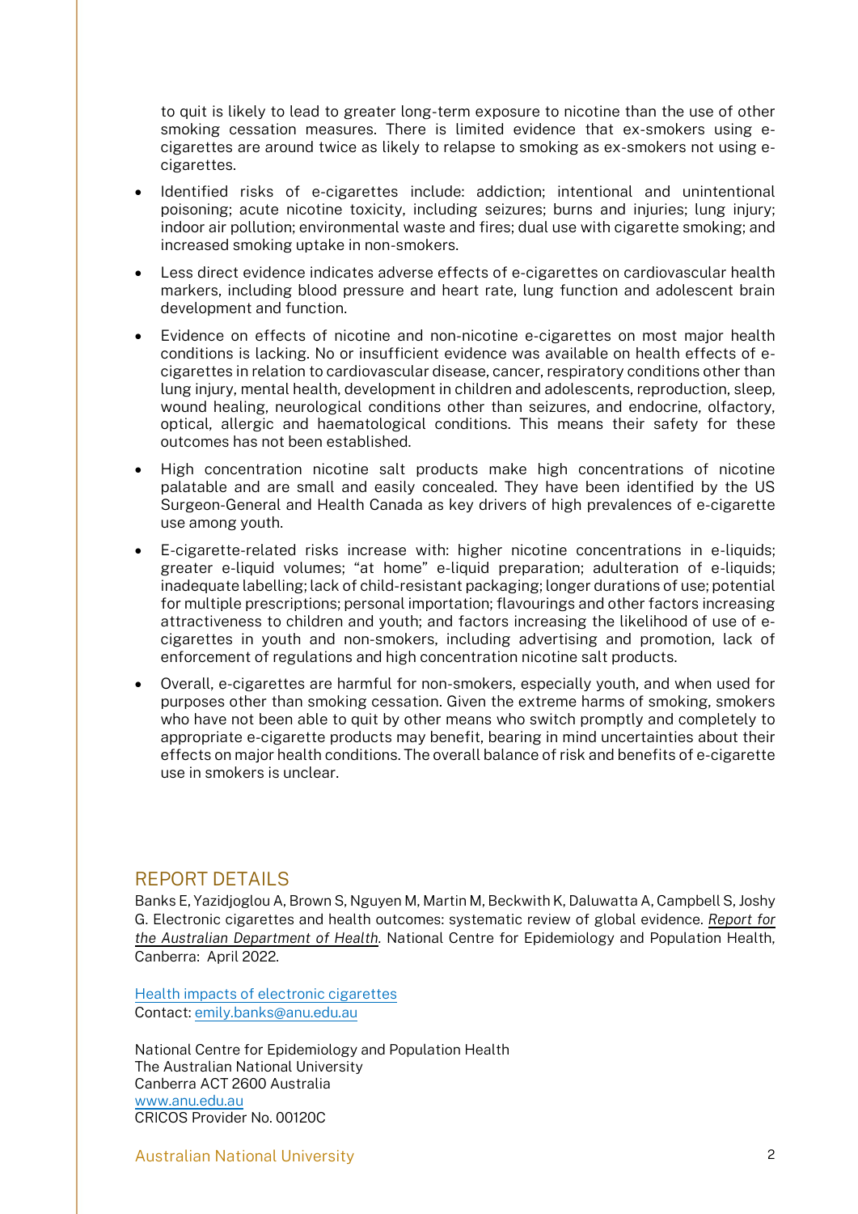to quit is likely to lead to greater long-term exposure to nicotine than the use of other smoking cessation measures. There is limited evidence that ex-smokers using e-cigarettes are around twice as likely to relapse to smoking as ex-smokers not using e-cigarettes.

- Identified risks of e-cigarettes include: addiction; intentional and unintentional poisoning; acute nicotine toxicity, including seizures; burns and injuries; lung injury; indoor air pollution; environmental waste and fires; dual use with cigarette smoking; and increased smoking uptake in non-smokers.
- Less direct evidence indicates adverse effects of e-cigarettes on cardiovascular health markers, including blood pressure and heart rate, lung function and adolescent brain development and function.
- Evidence on effects of nicotine and non-nicotine e-cigarettes on most major health conditions is lacking. No or insufficient evidence was available on health effects of e-cigarettes in relation to cardiovascular disease, cancer, respiratory conditions other than lung injury, mental health, development in children and adolescents, reproduction, sleep, wound healing, neurological conditions other than seizures, and endocrine, olfactory, optical, allergic and haematological conditions. This means their safety for these outcomes has not been established.
- High concentration nicotine salt products make high concentrations of nicotine palatable and are small and easily concealed. They have been identified by the US Surgeon-General and Health Canada as key drivers of high prevalences of e-cigarette use among youth.
- E-cigarette-related risks increase with: higher nicotine concentrations in e-liquids; greater e-liquid volumes; "at home" e-liquid preparation; adulteration of e-liquids; inadequate labelling; lack of child-resistant packaging; longer durations of use; potential for multiple prescriptions; personal importation; flavourings and other factors increasing attractiveness to children and youth; and factors increasing the likelihood of use of e-cigarettes in youth and non-smokers, including advertising and promotion, lack of enforcement of regulations and high concentration nicotine salt products.
- Overall, e-cigarettes are harmful for non-smokers, especially youth, and when used for purposes other than smoking cessation. Given the extreme harms of smoking, smokers who have not been able to quit by other means who switch promptly and completely to appropriate e-cigarette products may benefit, bearing in mind uncertainties about their effects on major health conditions. The overall balance of risk and benefits of e-cigarette use in smokers is unclear.

## REPORT DETAILS

Banks E, Yazidjoglou A, Brown S, Nguyen M, Martin M, Beckwith K, Daluwatta A, Campbell S, Joshy G. Electronic cigarettes and health outcomes: systematic review of global evidence. *Report for the Australian Department of Health*. National Centre for Epidemiology and Population Health, Canberra: April 2022.

Health impacts of electronic cigarettes
Contact: emily.banks@anu.edu.au

National Centre for Epidemiology and Population Health
The Australian National University
Canberra ACT 2600 Australia
www.anu.edu.au
CRICOS Provider No. 00120C